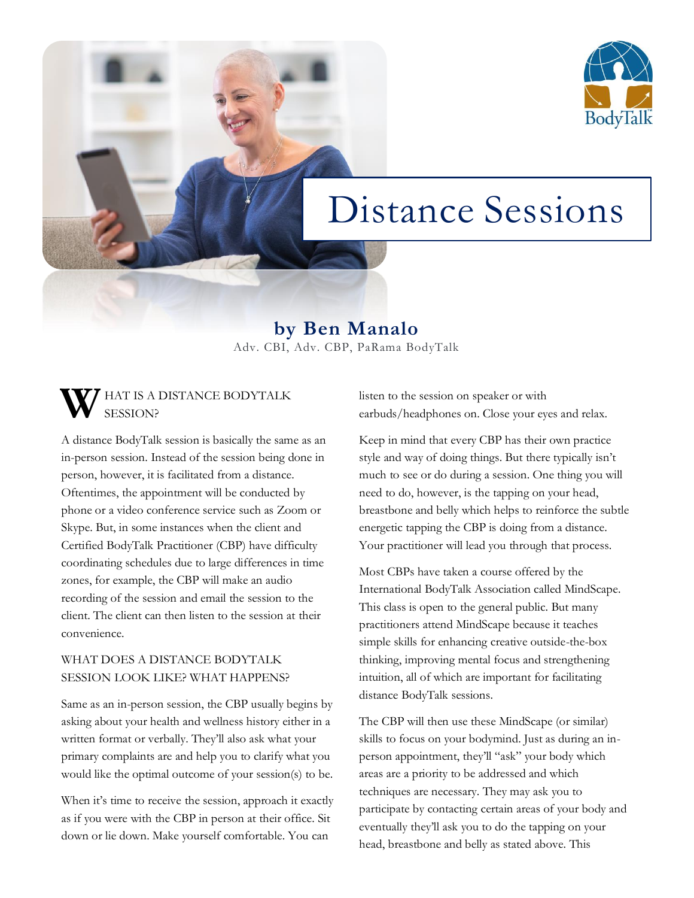# Distance Sessions

**by Ben Manalo**

Adv. CBI, Adv. CBP, PaRama BodyTalk

## WHAT IS A DISTANCE BODYTALK SESSION?

A distance BodyTalk session is basically the same as an in-person session. Instead of the session being done in person, however, it is facilitated from a distance. Oftentimes, the appointment will be conducted by phone or a video conference service such as Zoom or Skype. But, in some instances when the client and Certified BodyTalk Practitioner (CBP) have difficulty coordinating schedules due to large differences in time zones, for example, the CBP will make an audio recording of the session and email the session to the client. The client can then listen to the session at their convenience.

## WHAT DOES A DISTANCE BODYTALK SESSION LOOK LIKE? WHAT HAPPENS?

Same as an in-person session, the CBP usually begins by asking about your health and wellness history either in a written format or verbally. They'll also ask what your primary complaints are and help you to clarify what you would like the optimal outcome of your session(s) to be.

When it's time to receive the session, approach it exactly as if you were with the CBP in person at their office. Sit down or lie down. Make yourself comfortable. You can listen to the session on speaker or with earbuds/headphones on. Close your eyes and relax.

Keep in mind that every CBP has their own practice style and way of doing things. But there typically isn't much to see or do during a session. One thing you will need to do, however, is the tapping on your head, breastbone and belly which helps to reinforce the subtle energetic tapping the CBP is doing from a distance. Your practitioner will lead you through that process.

Most CBPs have taken a course offered by the International BodyTalk Association called MindScape. This class is open to the general public. But many practitioners attend MindScape because it teaches simple skills for enhancing creative outside-the-box thinking, improving mental focus and strengthening intuition, all of which are important for facilitating distance BodyTalk sessions.

The CBP will then use these MindScape (or similar) skills to focus on your bodymind. Just as during an in-person appointment, they'll "ask" your body which areas are a priority to be addressed and which techniques are necessary. They may ask you to participate by contacting certain areas of your body and eventually they'll ask you to do the tapping on your head, breastbone and belly as stated above. This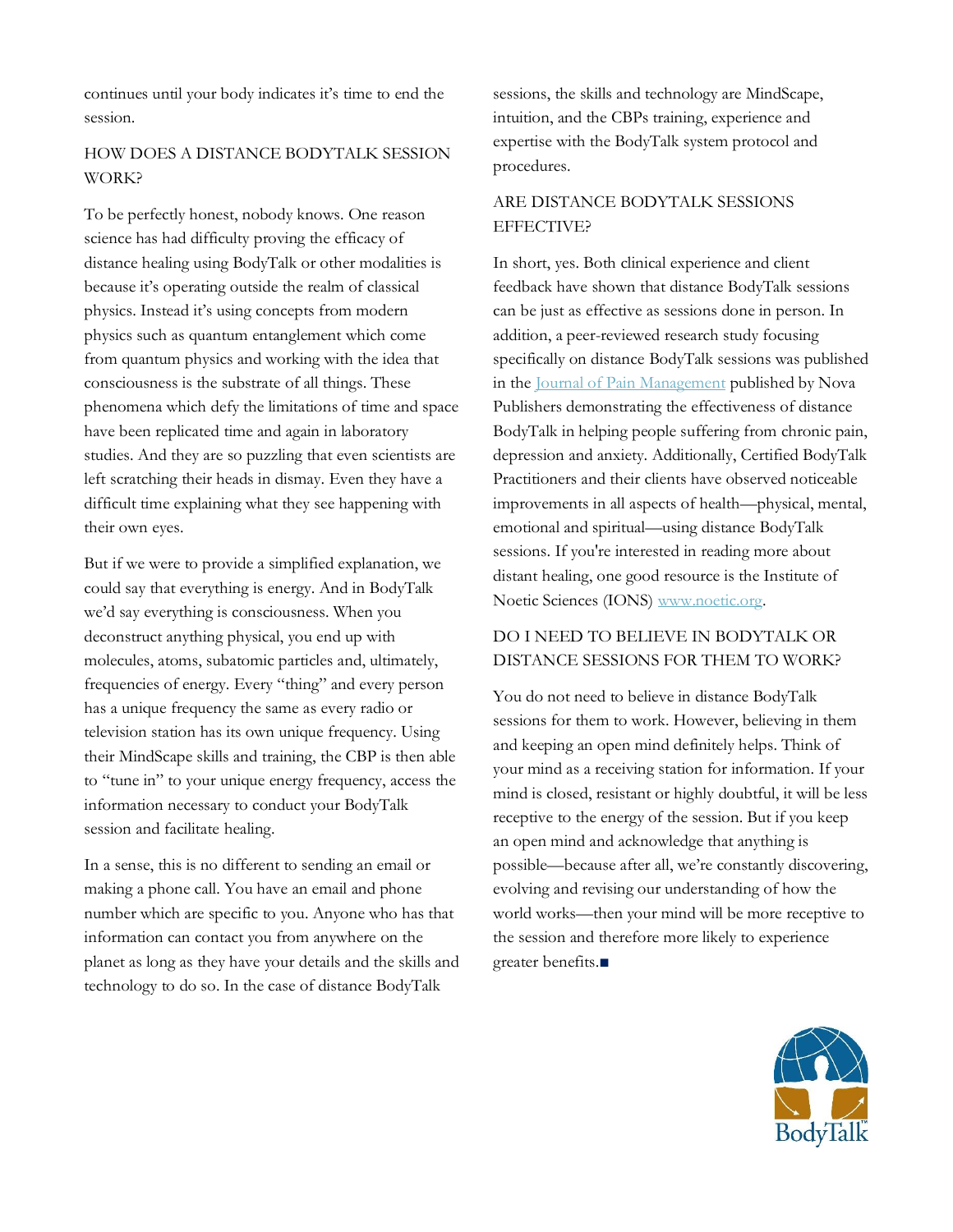continues until your body indicates it's time to end the session.

## HOW DOES A DISTANCE BODYTALK SESSION WORK?

To be perfectly honest, nobody knows. One reason science has had difficulty proving the efficacy of distance healing using BodyTalk or other modalities is because it's operating outside the realm of classical physics. Instead it's using concepts from modern physics such as quantum entanglement which come from quantum physics and working with the idea that consciousness is the substrate of all things. These phenomena which defy the limitations of time and space have been replicated time and again in laboratory studies. And they are so puzzling that even scientists are left scratching their heads in dismay. Even they have a difficult time explaining what they see happening with their own eyes.

But if we were to provide a simplified explanation, we could say that everything is energy. And in BodyTalk we'd say everything is consciousness. When you deconstruct anything physical, you end up with molecules, atoms, subatomic particles and, ultimately, frequencies of energy. Every "thing" and every person has a unique frequency the same as every radio or television station has its own unique frequency. Using their MindScape skills and training, the CBP is then able to "tune in" to your unique energy frequency, access the information necessary to conduct your BodyTalk session and facilitate healing.

In a sense, this is no different to sending an email or making a phone call. You have an email and phone number which are specific to you. Anyone who has that information can contact you from anywhere on the planet as long as they have your details and the skills and technology to do so. In the case of distance BodyTalk sessions, the skills and technology are MindScape, intuition, and the CBPs training, experience and expertise with the BodyTalk system protocol and procedures.

## ARE DISTANCE BODYTALK SESSIONS EFFECTIVE?

In short, yes. Both clinical experience and client feedback have shown that distance BodyTalk sessions can be just as effective as sessions done in person. In addition, a peer-reviewed research study focusing specifically on distance BodyTalk sessions was published in the Journal of Pain Management published by Nova Publishers demonstrating the effectiveness of distance BodyTalk in helping people suffering from chronic pain, depression and anxiety. Additionally, Certified BodyTalk Practitioners and their clients have observed noticeable improvements in all aspects of health—physical, mental, emotional and spiritual—using distance BodyTalk sessions. If you're interested in reading more about distant healing, one good resource is the Institute of Noetic Sciences (IONS) www.noetic.org.

## DO I NEED TO BELIEVE IN BODYTALK OR DISTANCE SESSIONS FOR THEM TO WORK?

You do not need to believe in distance BodyTalk sessions for them to work. However, believing in them and keeping an open mind definitely helps. Think of your mind as a receiving station for information. If your mind is closed, resistant or highly doubtful, it will be less receptive to the energy of the session. But if you keep an open mind and acknowledge that anything is possible—because after all, we're constantly discovering, evolving and revising our understanding of how the world works—then your mind will be more receptive to the session and therefore more likely to experience greater benefits.■

BodyTalk™